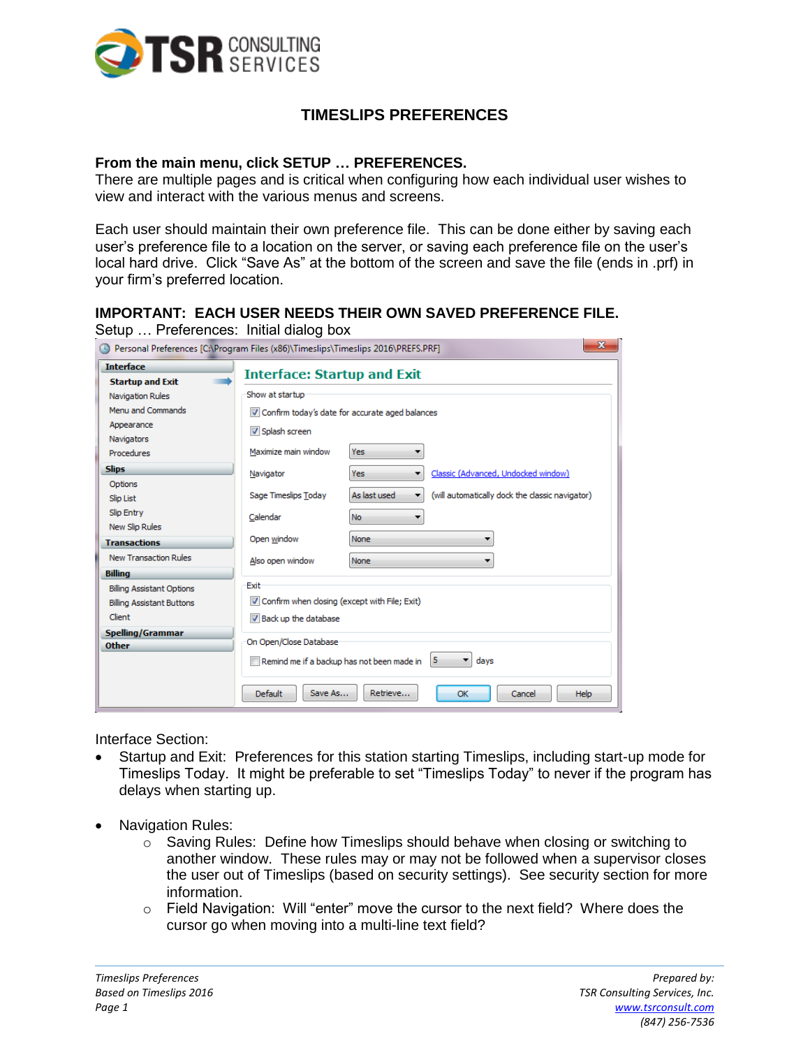# TIMESLIPS PREFERENCES

**From the main menu, click SETUP … PREFERENCES.**
There are multiple pages and is critical when configuring how each individual user wishes to view and interact with the various menus and screens.

Each user should maintain their own preference file. This can be done either by saving each user's preference file to a location on the server, or saving each preference file on the user's local hard drive. Click "Save As" at the bottom of the screen and save the file (ends in .prf) in your firm's preferred location.

**IMPORTANT: EACH USER NEEDS THEIR OWN SAVED PREFERENCE FILE.**
Setup … Preferences: Initial dialog box

Interface Section:

- Startup and Exit: Preferences for this station starting Timeslips, including start-up mode for Timeslips Today. It might be preferable to set "Timeslips Today" to never if the program has delays when starting up.

- Navigation Rules:
  - Saving Rules: Define how Timeslips should behave when closing or switching to another window. These rules may or may not be followed when a supervisor closes the user out of Timeslips (based on security settings). See security section for more information.
  - Field Navigation: Will "enter" move the cursor to the next field? Where does the cursor go when moving into a multi-line text field?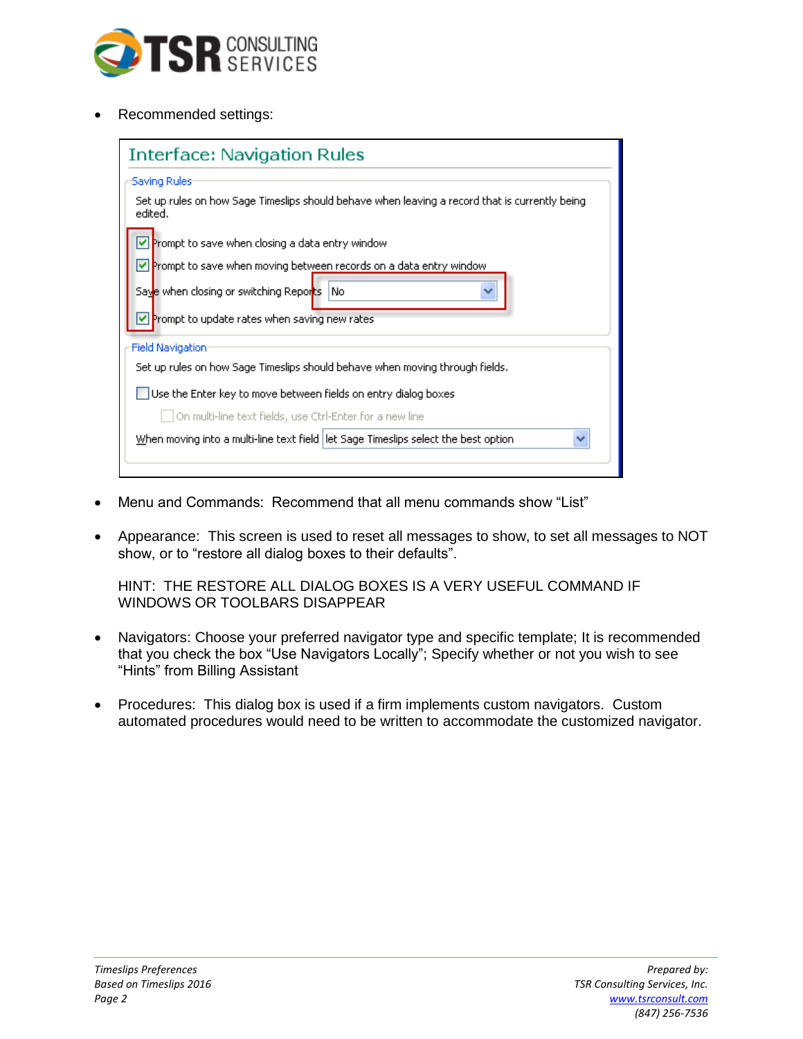- Recommended settings:

- Menu and Commands: Recommend that all menu commands show “List”

- Appearance: This screen is used to reset all messages to show, to set all messages to NOT show, or to “restore all dialog boxes to their defaults”.

  HINT: THE RESTORE ALL DIALOG BOXES IS A VERY USEFUL COMMAND IF WINDOWS OR TOOLBARS DISAPPEAR

- Navigators: Choose your preferred navigator type and specific template; It is recommended that you check the box “Use Navigators Locally”; Specify whether or not you wish to see “Hints” from Billing Assistant

- Procedures: This dialog box is used if a firm implements custom navigators. Custom automated procedures would need to be written to accommodate the customized navigator.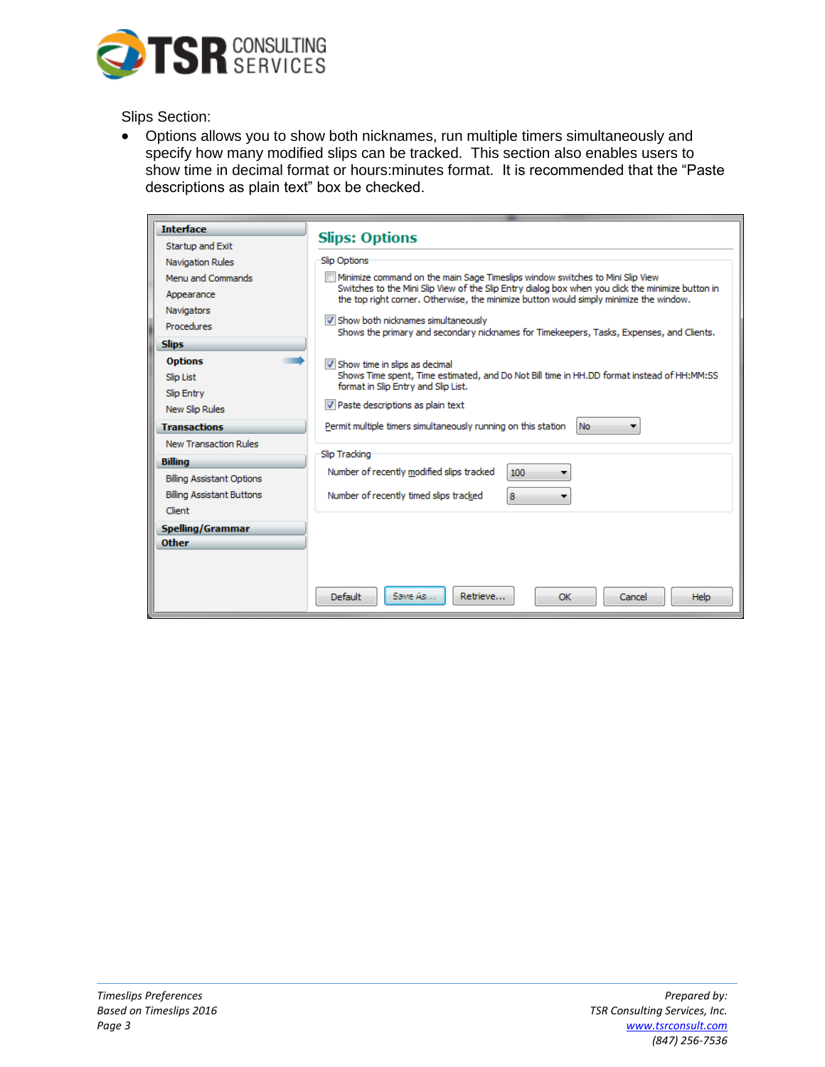Slips Section:

- Options allows you to show both nicknames, run multiple timers simultaneously and specify how many modified slips can be tracked. This section also enables users to show time in decimal format or hours:minutes format. It is recommended that the "Paste descriptions as plain text" box be checked.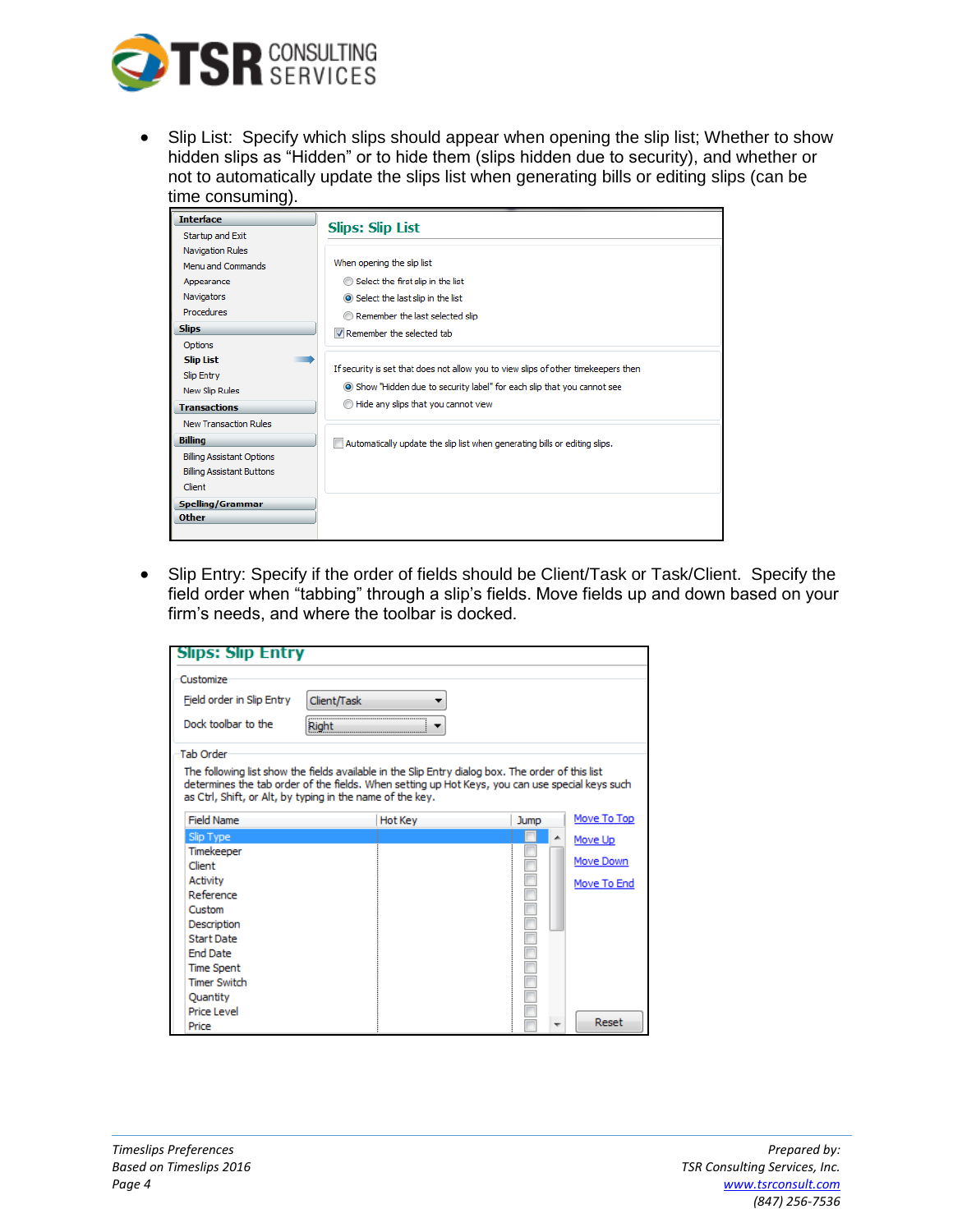- Slip List: Specify which slips should appear when opening the slip list; Whether to show hidden slips as "Hidden" or to hide them (slips hidden due to security), and whether or not to automatically update the slips list when generating bills or editing slips (can be time consuming).

- Slip Entry: Specify if the order of fields should be Client/Task or Task/Client. Specify the field order when "tabbing" through a slip's fields. Move fields up and down based on your firm's needs, and where the toolbar is docked.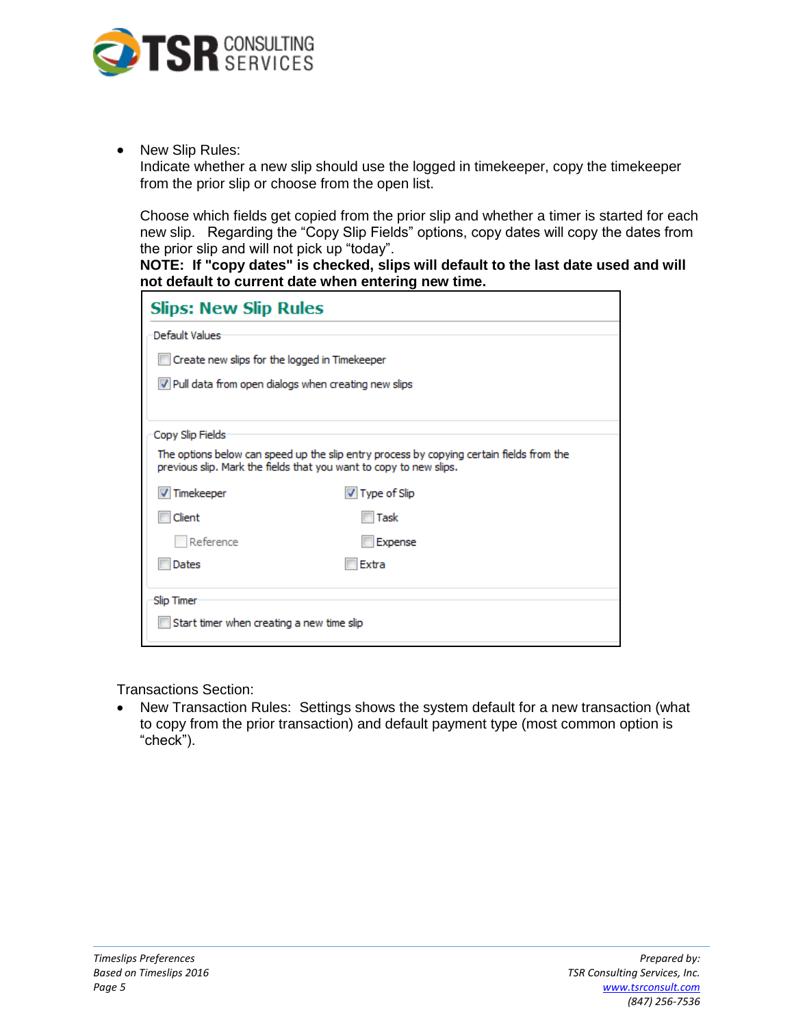- New Slip Rules:
  Indicate whether a new slip should use the logged in timekeeper, copy the timekeeper from the prior slip or choose from the open list.

  Choose which fields get copied from the prior slip and whether a timer is started for each new slip. Regarding the "Copy Slip Fields" options, copy dates will copy the dates from the prior slip and will not pick up "today".
  **NOTE: If "copy dates" is checked, slips will default to the last date used and will not default to current date when entering new time.**

**Slips: New Slip Rules**

Default Values

- [ ] Create new slips for the logged in Timekeeper
- [x] Pull data from open dialogs when creating new slips

Copy Slip Fields

The options below can speed up the slip entry process by copying certain fields from the previous slip. Mark the fields that you want to copy to new slips.

- [x] Timekeeper
- [ ] Client
  - [ ] Reference
- [ ] Dates
- [x] Type of Slip
  - [ ] Task
  - [ ] Expense
- [ ] Extra

Slip Timer

- [ ] Start timer when creating a new time slip

Transactions Section:

- New Transaction Rules: Settings shows the system default for a new transaction (what to copy from the prior transaction) and default payment type (most common option is "check").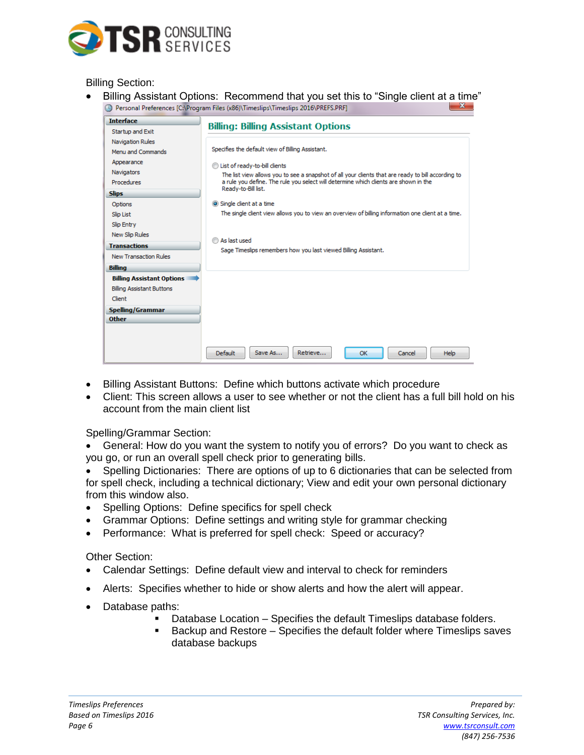Billing Section:

- Billing Assistant Options: Recommend that you set this to "Single client at a time"
- Billing Assistant Buttons: Define which buttons activate which procedure
- Client: This screen allows a user to see whether or not the client has a full bill hold on his account from the main client list

Spelling/Grammar Section:

- General: How do you want the system to notify you of errors? Do you want to check as you go, or run an overall spell check prior to generating bills.
- Spelling Dictionaries: There are options of up to 6 dictionaries that can be selected from for spell check, including a technical dictionary; View and edit your own personal dictionary from this window also.
- Spelling Options: Define specifics for spell check
- Grammar Options: Define settings and writing style for grammar checking
- Performance: What is preferred for spell check: Speed or accuracy?

Other Section:

- Calendar Settings: Define default view and interval to check for reminders
- Alerts: Specifies whether to hide or show alerts and how the alert will appear.
- Database paths:
  - Database Location – Specifies the default Timeslips database folders.
  - Backup and Restore – Specifies the default folder where Timeslips saves database backups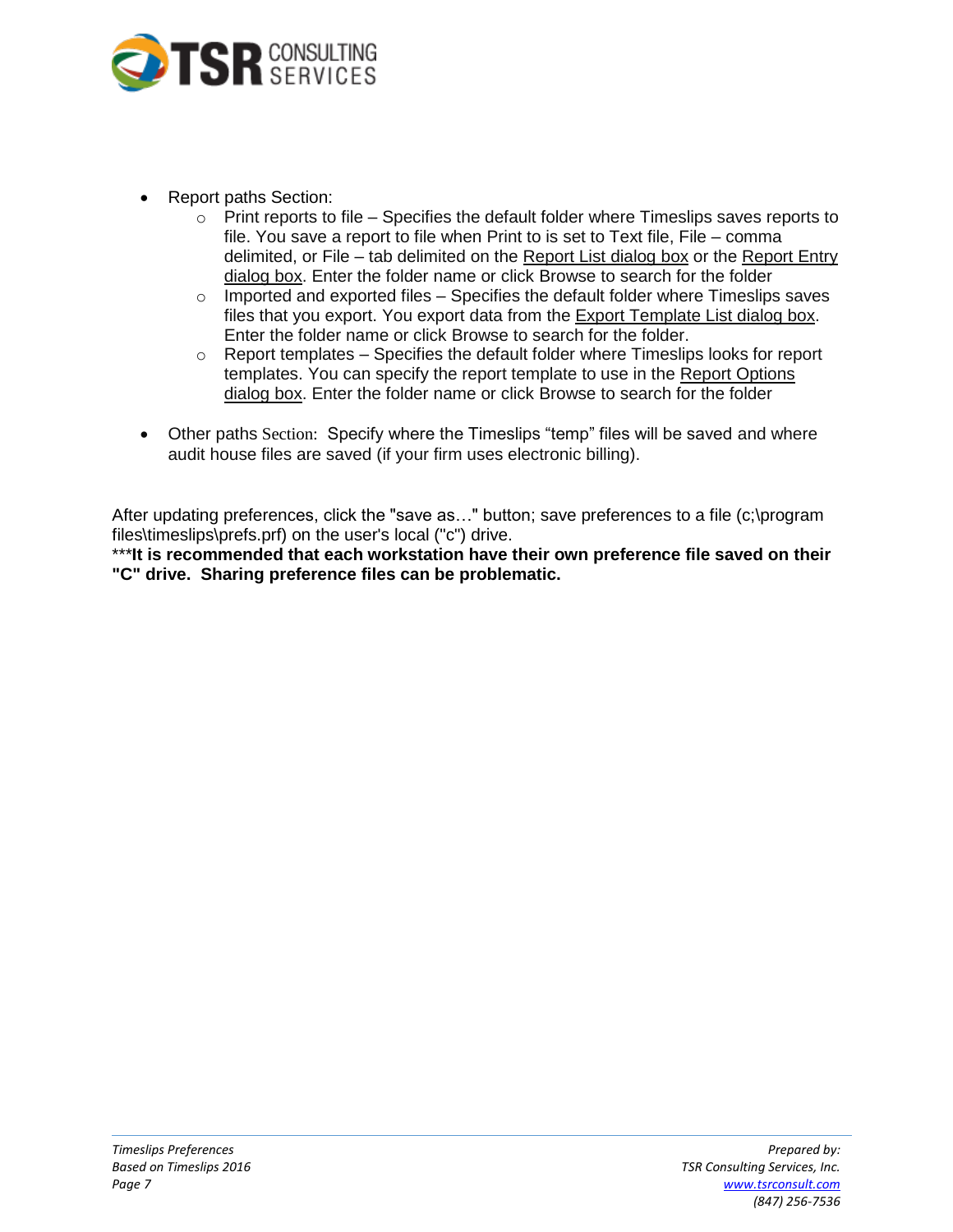- Report paths Section:
  - Print reports to file – Specifies the default folder where Timeslips saves reports to file. You save a report to file when Print to is set to Text file, File – comma delimited, or File – tab delimited on the Report List dialog box or the Report Entry dialog box. Enter the folder name or click Browse to search for the folder
  - Imported and exported files – Specifies the default folder where Timeslips saves files that you export. You export data from the Export Template List dialog box. Enter the folder name or click Browse to search for the folder.
  - Report templates – Specifies the default folder where Timeslips looks for report templates. You can specify the report template to use in the Report Options dialog box. Enter the folder name or click Browse to search for the folder

- Other paths Section: Specify where the Timeslips "temp" files will be saved and where audit house files are saved (if your firm uses electronic billing).

After updating preferences, click the "save as…" button; save preferences to a file (c;\program files\timeslips\prefs.prf) on the user's local ("c") drive.
***It is recommended that each workstation have their own preference file saved on their "C" drive. Sharing preference files can be problematic.**